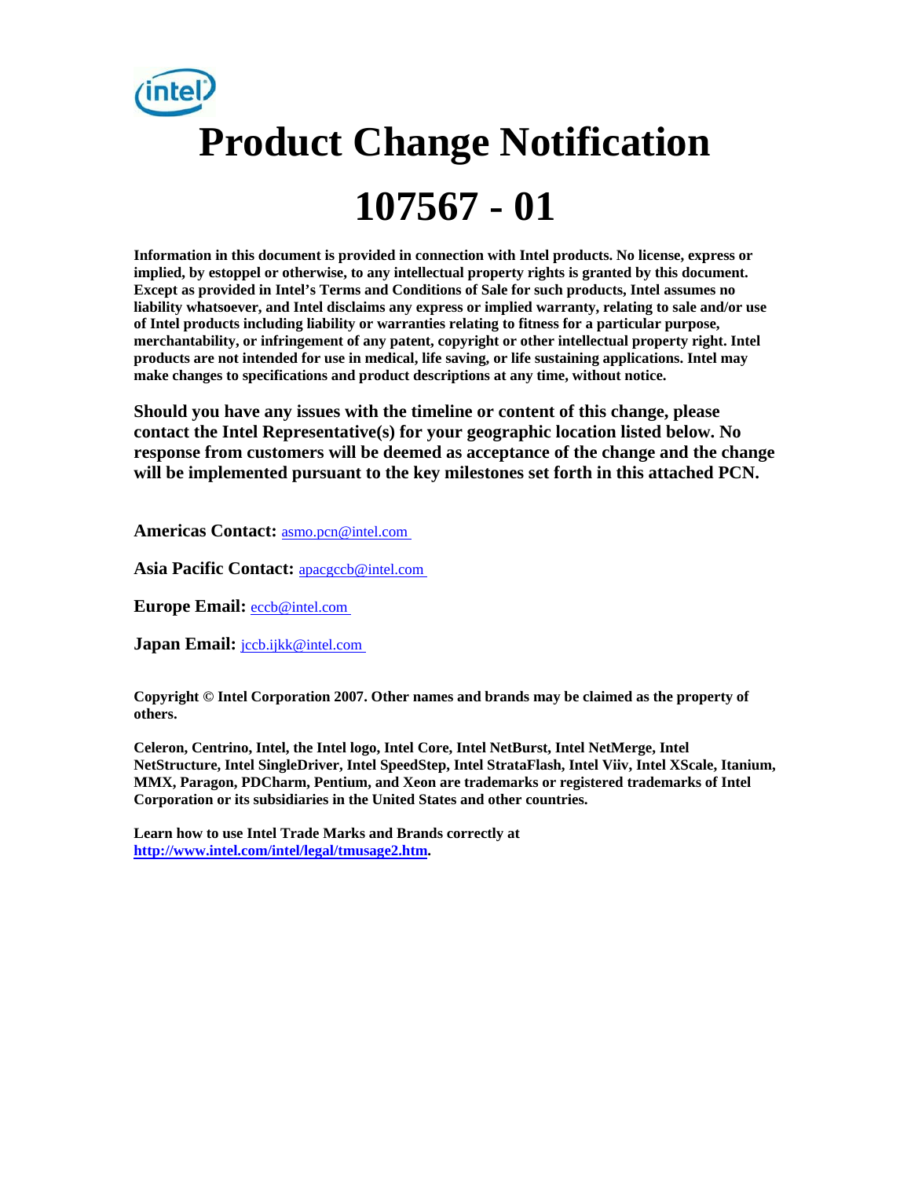# Product Change Notification

# 107567 - 01

**Information in this document is provided in connection with Intel products. No license, express or implied, by estoppel or otherwise, to any intellectual property rights is granted by this document. Except as provided in Intel's Terms and Conditions of Sale for such products, Intel assumes no liability whatsoever, and Intel disclaims any express or implied warranty, relating to sale and/or use of Intel products including liability or warranties relating to fitness for a particular purpose, merchantability, or infringement of any patent, copyright or other intellectual property right. Intel products are not intended for use in medical, life saving, or life sustaining applications. Intel may make changes to specifications and product descriptions at any time, without notice.**

**Should you have any issues with the timeline or content of this change, please contact the Intel Representative(s) for your geographic location listed below. No response from customers will be deemed as acceptance of the change and the change will be implemented pursuant to the key milestones set forth in this attached PCN.**

**Americas Contact:** asmo.pcn@intel.com

**Asia Pacific Contact:** apacgccb@intel.com

**Europe Email:** eccb@intel.com

**Japan Email:** jccb.ijkk@intel.com

**Copyright © Intel Corporation 2007. Other names and brands may be claimed as the property of others.**

**Celeron, Centrino, Intel, the Intel logo, Intel Core, Intel NetBurst, Intel NetMerge, Intel NetStructure, Intel SingleDriver, Intel SpeedStep, Intel StrataFlash, Intel Viiv, Intel XScale, Itanium, MMX, Paragon, PDCharm, Pentium, and Xeon are trademarks or registered trademarks of Intel Corporation or its subsidiaries in the United States and other countries.**

**Learn how to use Intel Trade Marks and Brands correctly at [http://www.intel.com/intel/legal/tmusage2.htm](http://www.intel.com/intel/legal/tmusage2.htm).**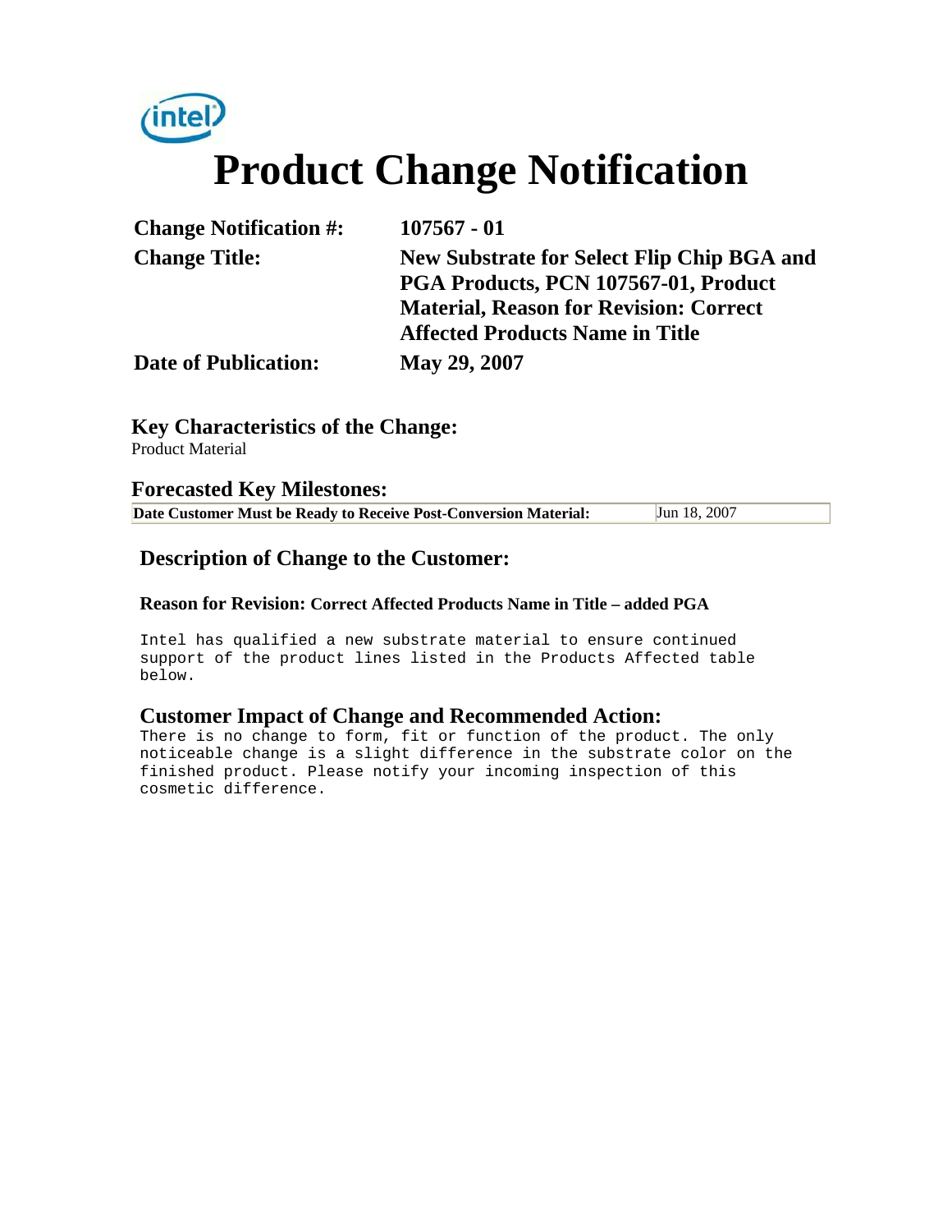intel

# Product Change Notification

| | |
|---|---|
| **Change Notification #:** | **107567 - 01** |
| **Change Title:** | **New Substrate for Select Flip Chip BGA and PGA Products, PCN 107567-01, Product Material, Reason for Revision: Correct Affected Products Name in Title** |
| **Date of Publication:** | **May 29, 2007** |

## Key Characteristics of the Change:

Product Material

## Forecasted Key Milestones:

| | |
|---|---|
| **Date Customer Must be Ready to Receive Post-Conversion Material:** | Jun 18, 2007 |

## Description of Change to the Customer:

**Reason for Revision: Correct Affected Products Name in Title – added PGA**

Intel has qualified a new substrate material to ensure continued support of the product lines listed in the Products Affected table below.

## Customer Impact of Change and Recommended Action:

There is no change to form, fit or function of the product. The only noticeable change is a slight difference in the substrate color on the finished product. Please notify your incoming inspection of this cosmetic difference.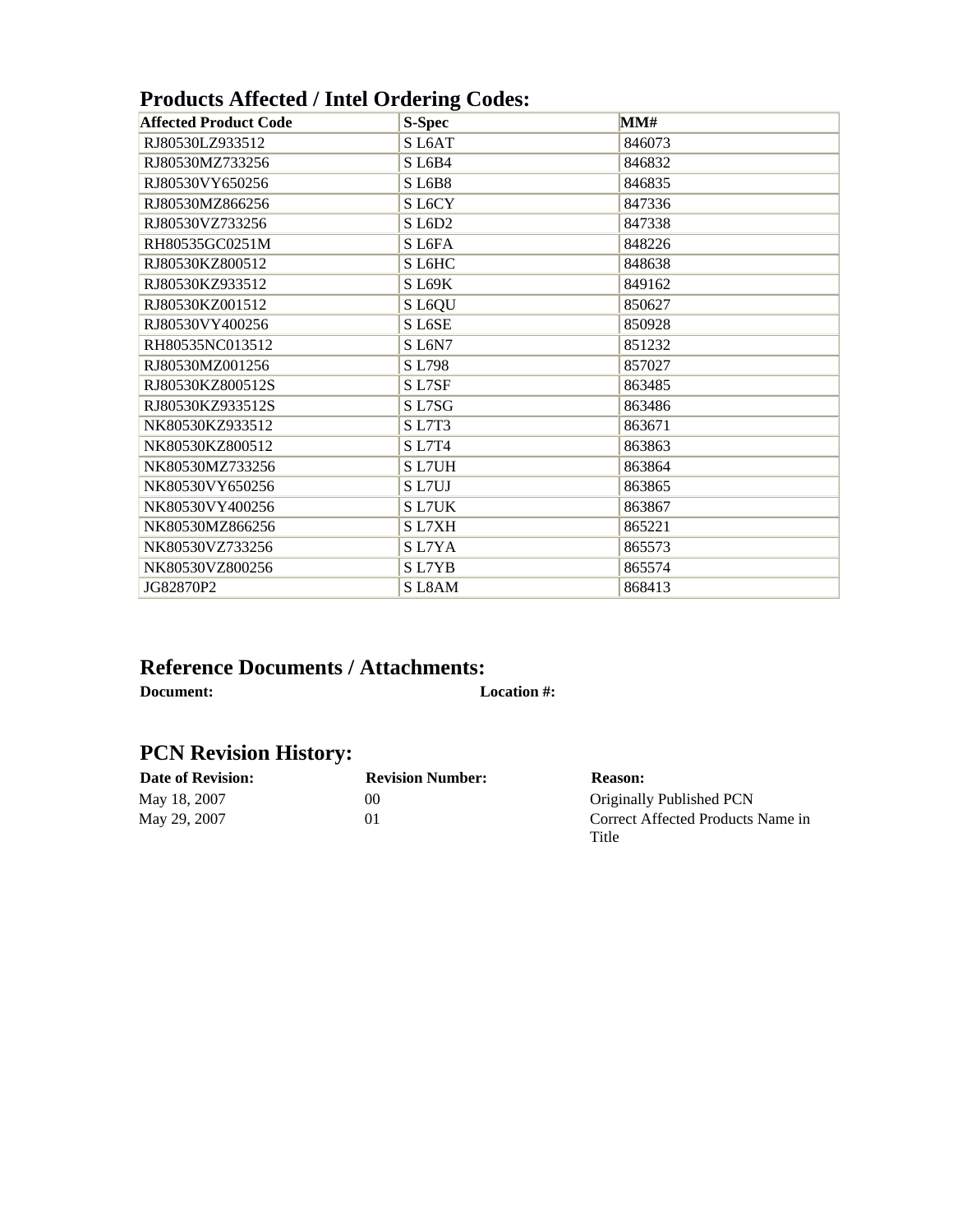## Products Affected / Intel Ordering Codes:

| Affected Product Code | S-Spec | MM# |
|---|---|---|
| RJ80530LZ933512 | S L6AT | 846073 |
| RJ80530MZ733256 | S L6B4 | 846832 |
| RJ80530VY650256 | S L6B8 | 846835 |
| RJ80530MZ866256 | S L6CY | 847336 |
| RJ80530VZ733256 | S L6D2 | 847338 |
| RH80535GC0251M | S L6FA | 848226 |
| RJ80530KZ800512 | S L6HC | 848638 |
| RJ80530KZ933512 | S L69K | 849162 |
| RJ80530KZ001512 | S L6QU | 850627 |
| RJ80530VY400256 | S L6SE | 850928 |
| RH80535NC013512 | S L6N7 | 851232 |
| RJ80530MZ001256 | S L798 | 857027 |
| RJ80530KZ800512S | S L7SF | 863485 |
| RJ80530KZ933512S | S L7SG | 863486 |
| NK80530KZ933512 | S L7T3 | 863671 |
| NK80530KZ800512 | S L7T4 | 863863 |
| NK80530MZ733256 | S L7UH | 863864 |
| NK80530VY650256 | S L7UJ | 863865 |
| NK80530VY400256 | S L7UK | 863867 |
| NK80530MZ866256 | S L7XH | 865221 |
| NK80530VZ733256 | S L7YA | 865573 |
| NK80530VZ800256 | S L7YB | 865574 |
| JG82870P2 | S L8AM | 868413 |

## Reference Documents / Attachments:

**Document:** **Location #:**

## PCN Revision History:

| Date of Revision: | Revision Number: | Reason: |
|---|---|---|
| May 18, 2007 | 00 | Originally Published PCN |
| May 29, 2007 | 01 | Correct Affected Products Name in Title |